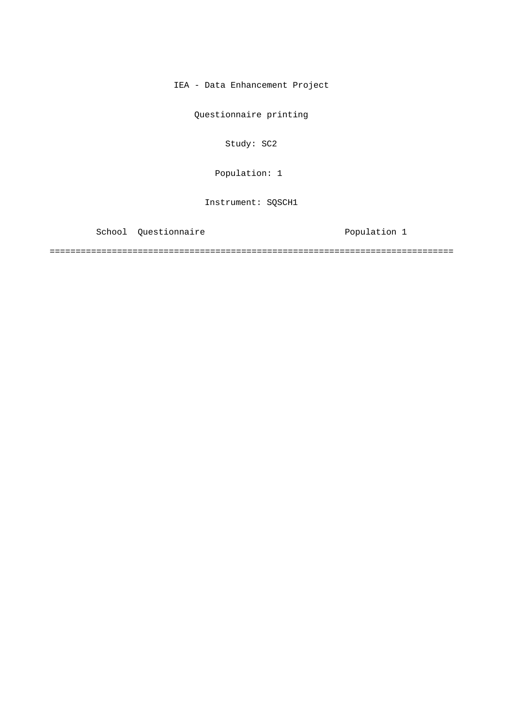IEA - Data Enhancement Project

Questionnaire printing

Study: SC2

Population: 1

Instrument: SQSCH1

School  Questionnaire                                   Population 1

================================================================================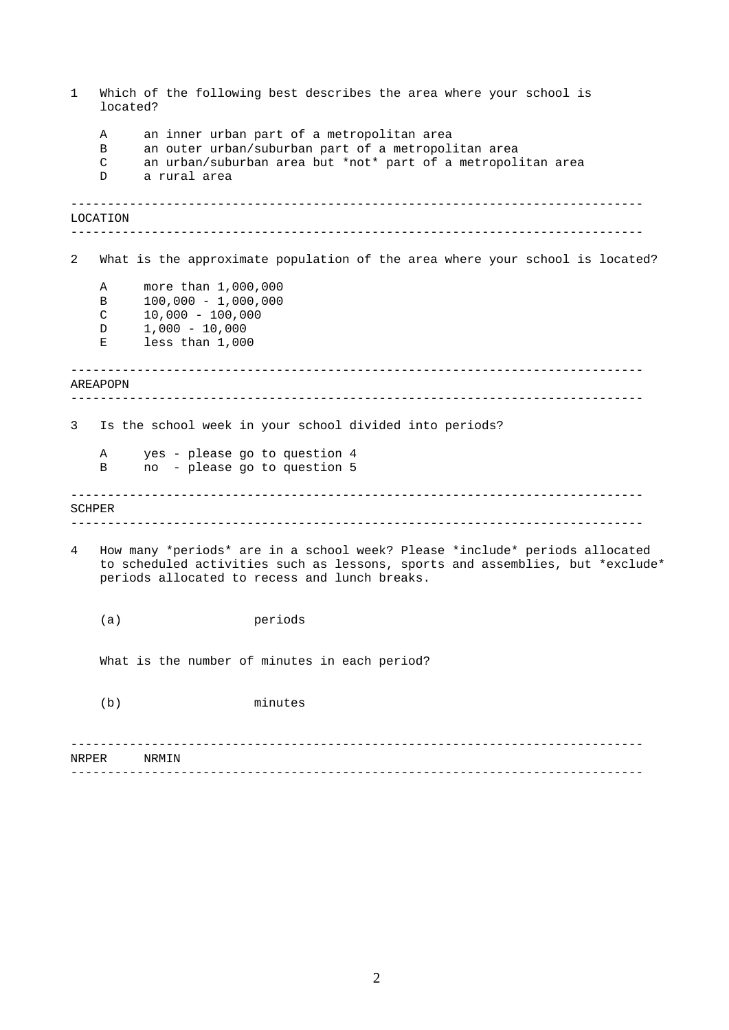1 Which of the following best describes the area where your school is located?

- A an inner urban part of a metropolitan area
- B an outer urban/suburban part of a metropolitan area
- C an urban/suburban area but *not* part of a metropolitan area
- D a rural area

---
LOCATION

---

2 What is the approximate population of the area where your school is located?

- A more than 1,000,000
- B 100,000 - 1,000,000
- C 10,000 - 100,000
- D 1,000 - 10,000
- E less than 1,000

---
AREAPOPN

---

3 Is the school week in your school divided into periods?

- A yes - please go to question 4
- B no - please go to question 5

---
SCHPER

---

4 How many *periods* are in a school week? Please *include* periods allocated to scheduled activities such as lessons, sports and assemblies, but *exclude* periods allocated to recess and lunch breaks.

(a) periods

What is the number of minutes in each period?

(b) minutes

---
NRPER NRMIN

---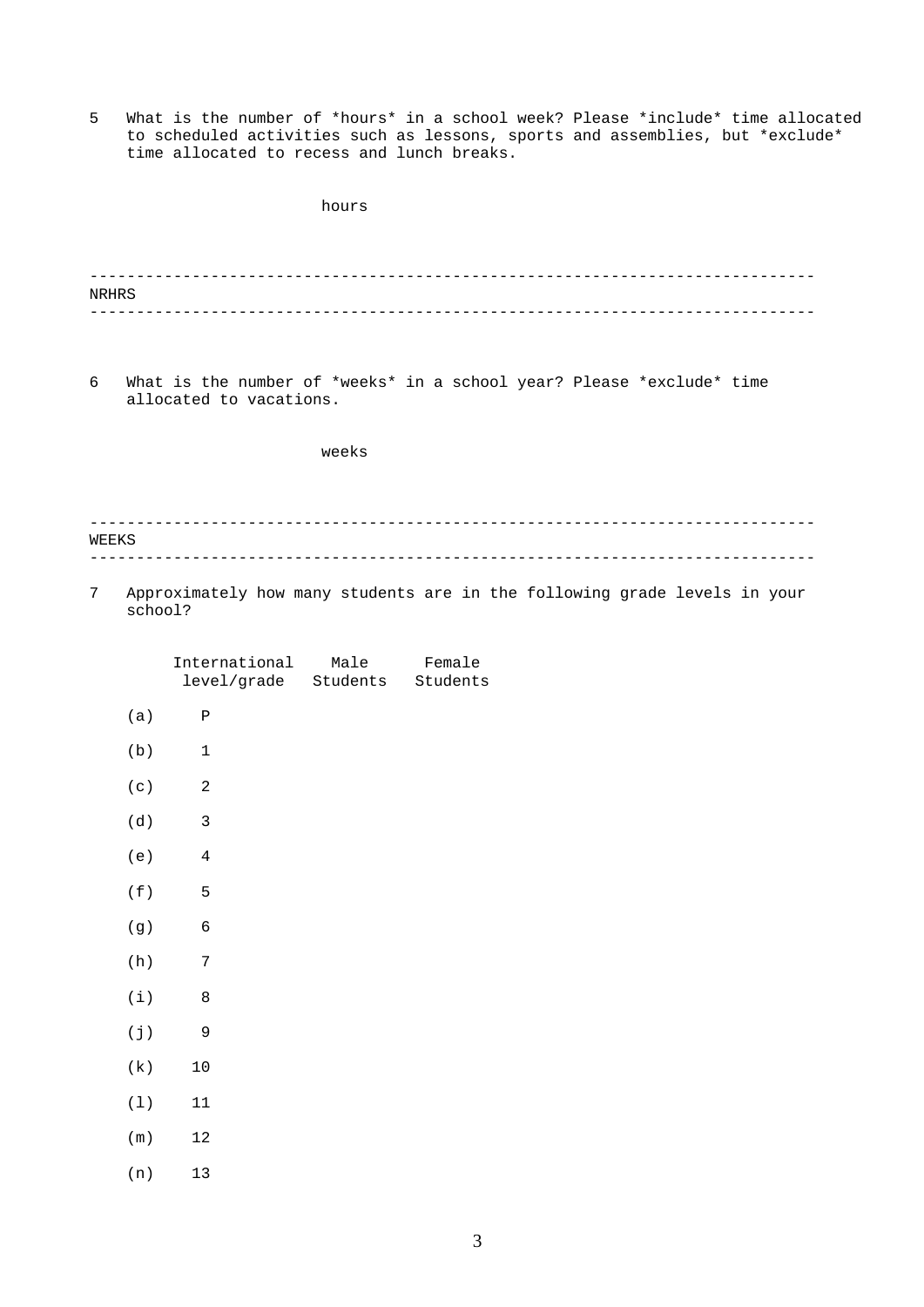5 What is the number of *hours* in a school week? Please *include* time allocated to scheduled activities such as lessons, sports and assemblies, but *exclude* time allocated to recess and lunch breaks.

hours

---

NRHRS

---

6 What is the number of *weeks* in a school year? Please *exclude* time allocated to vacations.

weeks

---

WEEKS

---

7 Approximately how many students are in the following grade levels in your school?

| | International level/grade | Male Students | Female Students |
|---|---|---|---|
| (a) | P | | |
| (b) | 1 | | |
| (c) | 2 | | |
| (d) | 3 | | |
| (e) | 4 | | |
| (f) | 5 | | |
| (g) | 6 | | |
| (h) | 7 | | |
| (i) | 8 | | |
| (j) | 9 | | |
| (k) | 10 | | |
| (l) | 11 | | |
| (m) | 12 | | |
| (n) | 13 | | |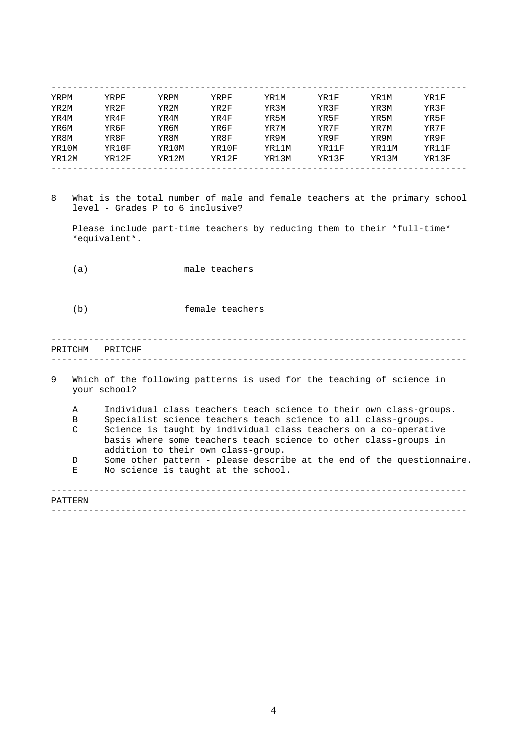| | | | | | | | |
|---|---|---|---|---|---|---|---|
| YRPM | YRPF | YRPM | YRPF | YR1M | YR1F | YR1M | YR1F |
| YR2M | YR2F | YR2M | YR2F | YR3M | YR3F | YR3M | YR3F |
| YR4M | YR4F | YR4M | YR4F | YR5M | YR5F | YR5M | YR5F |
| YR6M | YR6F | YR6M | YR6F | YR7M | YR7F | YR7M | YR7F |
| YR8M | YR8F | YR8M | YR8F | YR9M | YR9F | YR9M | YR9F |
| YR10M | YR10F | YR10M | YR10F | YR11M | YR11F | YR11M | YR11F |
| YR12M | YR12F | YR12M | YR12F | YR13M | YR13F | YR13M | YR13F |

8 What is the total number of male and female teachers at the primary school level - Grades P to 6 inclusive?

Please include part-time teachers by reducing them to their *full-time* *equivalent*.

(a) male teachers

(b) female teachers

---

PRITCHM PRITCHF

---

9 Which of the following patterns is used for the teaching of science in your school?

A Individual class teachers teach science to their own class-groups.
B Specialist science teachers teach science to all class-groups.
C Science is taught by individual class teachers on a co-operative basis where some teachers teach science to other class-groups in addition to their own class-group.
D Some other pattern - please describe at the end of the questionnaire.
E No science is taught at the school.

---

PATTERN

---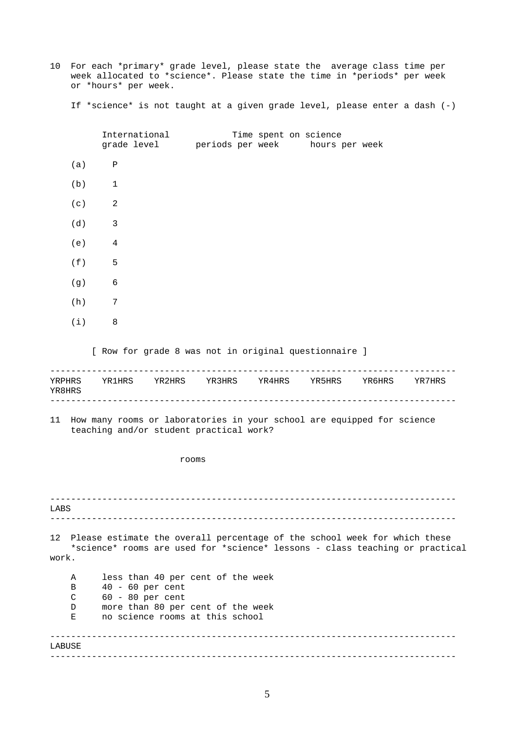10 For each *primary* grade level, please state the average class time per week allocated to *science*. Please state the time in *periods* per week or *hours* per week.

If *science* is not taught at a given grade level, please enter a dash (-)

| | International grade level | Time spent on science periods per week | hours per week |
|---|---|---|---|
| (a) | P | | |
| (b) | 1 | | |
| (c) | 2 | | |
| (d) | 3 | | |
| (e) | 4 | | |
| (f) | 5 | | |
| (g) | 6 | | |
| (h) | 7 | | |
| (i) | 8 | | |

[ Row for grade 8 was not in original questionnaire ]

---

YRPHRS YR1HRS YR2HRS YR3HRS YR4HRS YR5HRS YR6HRS YR7HRS YR8HRS

---

11 How many rooms or laboratories in your school are equipped for science teaching and/or student practical work?

rooms

---

LABS

---

12 Please estimate the overall percentage of the school week for which these *science* rooms are used for *science* lessons - class teaching or practical work.

A less than 40 per cent of the week
B 40 - 60 per cent
C 60 - 80 per cent
D more than 80 per cent of the week
E no science rooms at this school

---

LABUSE

---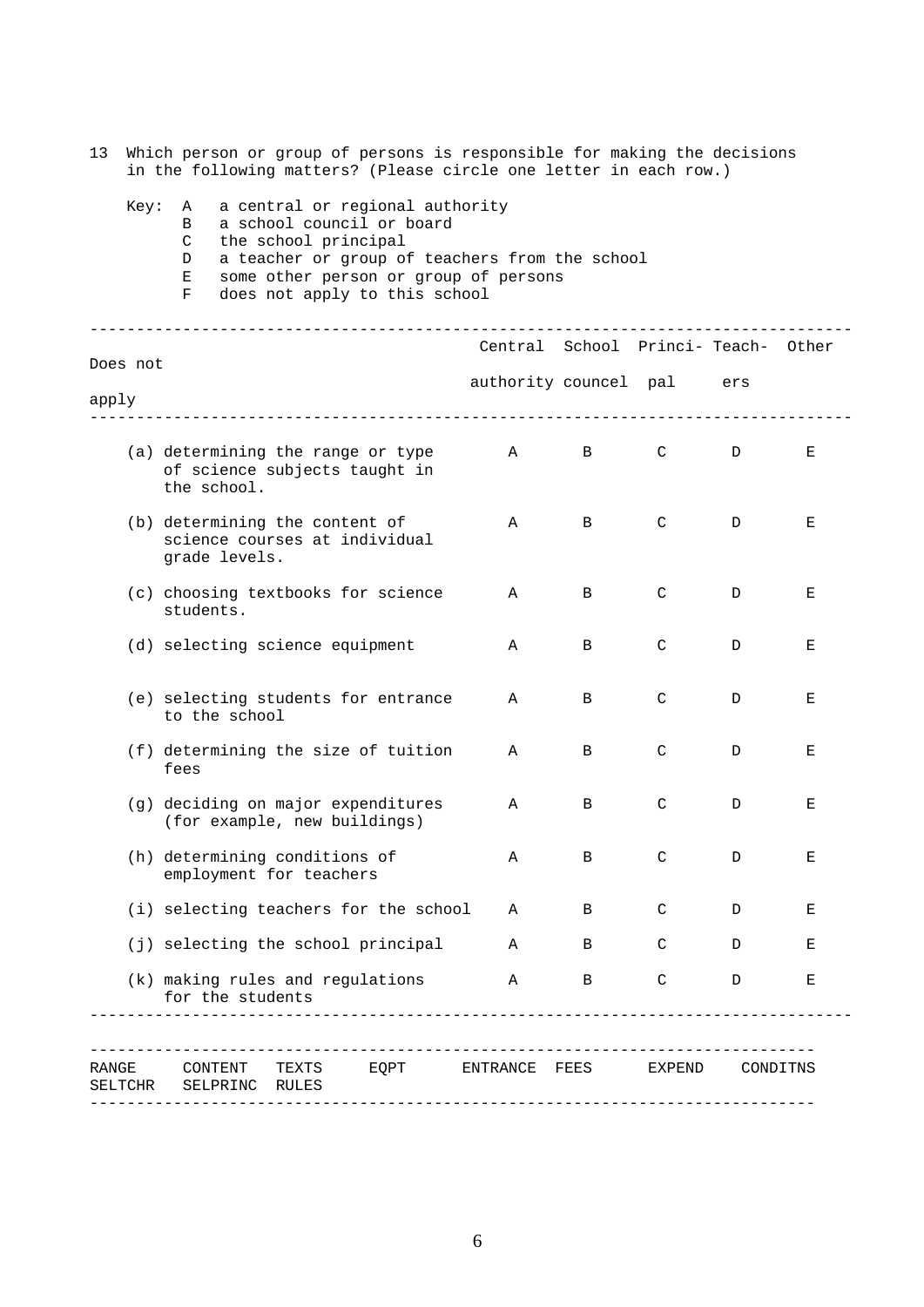13 Which person or group of persons is responsible for making the decisions in the following matters? (Please circle one letter in each row.)

Key:
- A a central or regional authority
- B a school council or board
- C the school principal
- D a teacher or group of teachers from the school
- E some other person or group of persons
- F does not apply to this school

| | Central authority | School councel | Princi-pal | Teach-ers | Other | Does not apply |
|---|---|---|---|---|---|---|
| (a) determining the range or type of science subjects taught in the school. | A | B | C | D | E | |
| (b) determining the content of science courses at individual grade levels. | A | B | C | D | E | |
| (c) choosing textbooks for science students. | A | B | C | D | E | |
| (d) selecting science equipment | A | B | C | D | E | |
| (e) selecting students for entrance to the school | A | B | C | D | E | |
| (f) determining the size of tuition fees | A | B | C | D | E | |
| (g) deciding on major expenditures (for example, new buildings) | A | B | C | D | E | |
| (h) determining conditions of employment for teachers | A | B | C | D | E | |
| (i) selecting teachers for the school | A | B | C | D | E | |
| (j) selecting the school principal | A | B | C | D | E | |
| (k) making rules and regulations for the students | A | B | C | D | E | |

RANGE CONTENT TEXTS EQPT ENTRANCE FEES EXPEND CONDITNS SELTCHR SELPRINC RULES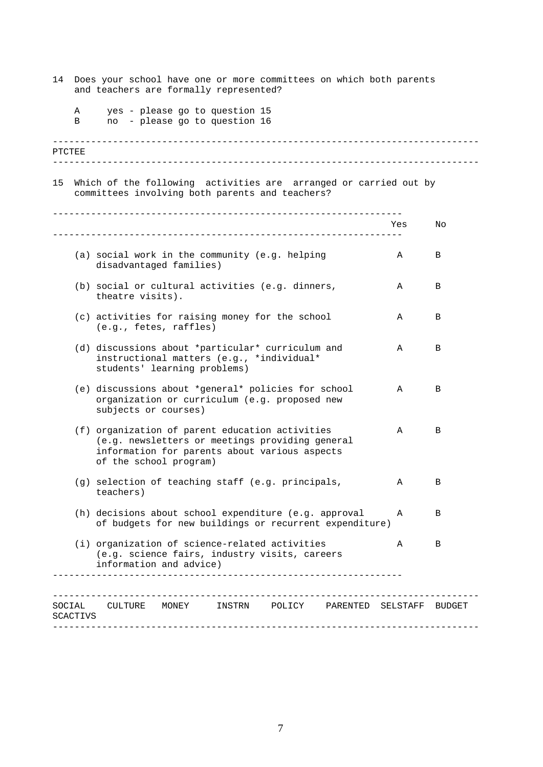14 Does your school have one or more committees on which both parents and teachers are formally represented?

A yes - please go to question 15
B no - please go to question 16

---

PTCTEE

---

15 Which of the following activities are arranged or carried out by committees involving both parents and teachers?

| | Yes | No |
|---|---|---|
| (a) social work in the community (e.g. helping disadvantaged families) | A | B |
| (b) social or cultural activities (e.g. dinners, theatre visits). | A | B |
| (c) activities for raising money for the school (e.g., fetes, raffles) | A | B |
| (d) discussions about *particular* curriculum and instructional matters (e.g., *individual* students' learning problems) | A | B |
| (e) discussions about *general* policies for school organization or curriculum (e.g. proposed new subjects or courses) | A | B |
| (f) organization of parent education activities (e.g. newsletters or meetings providing general information for parents about various aspects of the school program) | A | B |
| (g) selection of teaching staff (e.g. principals, teachers) | A | B |
| (h) decisions about school expenditure (e.g. approval of budgets for new buildings or recurrent expenditure) | A | B |
| (i) organization of science-related activities (e.g. science fairs, industry visits, careers information and advice) | A | B |

---

SOCIAL CULTURE MONEY INSTRN POLICY PARENTED SELSTAFF BUDGET SCACTIVS

---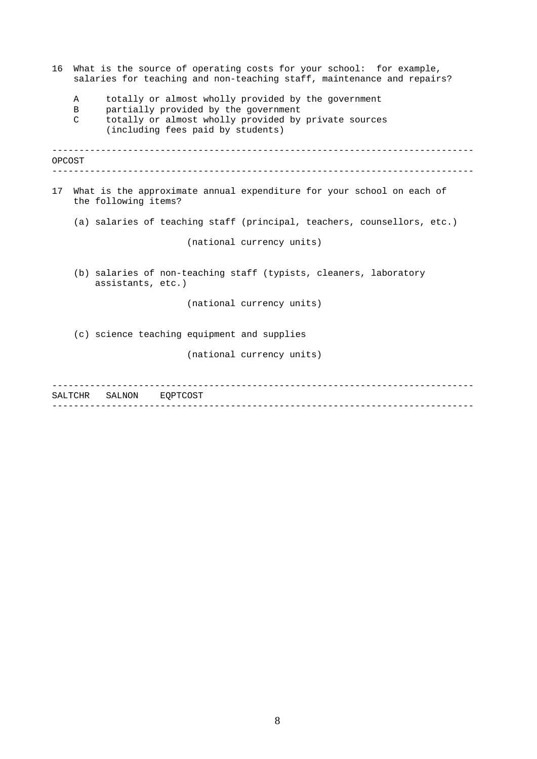16 What is the source of operating costs for your school: for example, salaries for teaching and non-teaching staff, maintenance and repairs?

A totally or almost wholly provided by the government
B partially provided by the government
C totally or almost wholly provided by private sources (including fees paid by students)

---

OPCOST

---

17 What is the approximate annual expenditure for your school on each of the following items?

(a) salaries of teaching staff (principal, teachers, counsellors, etc.)

(national currency units)

(b) salaries of non-teaching staff (typists, cleaners, laboratory assistants, etc.)

(national currency units)

(c) science teaching equipment and supplies

(national currency units)

---

SALTCHR SALNON EQPTCOST

---